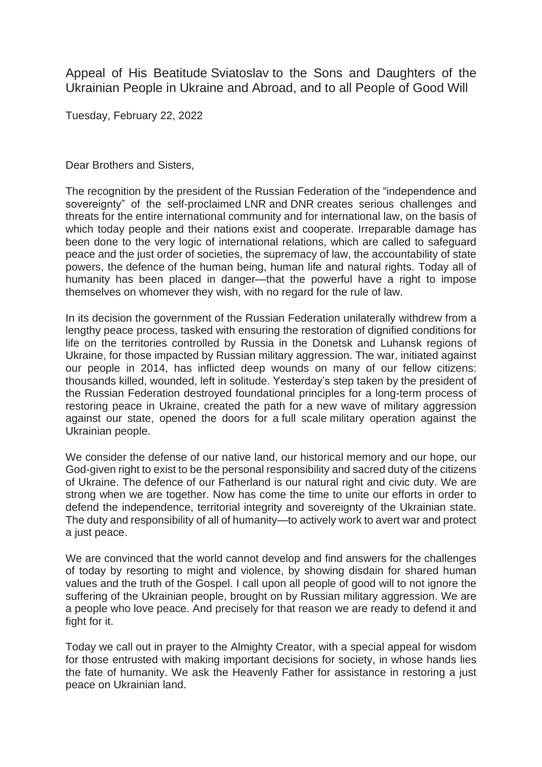# Appeal of His Beatitude Sviatoslav to the Sons and Daughters of the Ukrainian People in Ukraine and Abroad, and to all People of Good Will

Tuesday, February 22, 2022

Dear Brothers and Sisters,

The recognition by the president of the Russian Federation of the "independence and sovereignty" of the self-proclaimed LNR and DNR creates serious challenges and threats for the entire international community and for international law, on the basis of which today people and their nations exist and cooperate. Irreparable damage has been done to the very logic of international relations, which are called to safeguard peace and the just order of societies, the supremacy of law, the accountability of state powers, the defence of the human being, human life and natural rights. Today all of humanity has been placed in danger—that the powerful have a right to impose themselves on whomever they wish, with no regard for the rule of law.

In its decision the government of the Russian Federation unilaterally withdrew from a lengthy peace process, tasked with ensuring the restoration of dignified conditions for life on the territories controlled by Russia in the Donetsk and Luhansk regions of Ukraine, for those impacted by Russian military aggression. The war, initiated against our people in 2014, has inflicted deep wounds on many of our fellow citizens: thousands killed, wounded, left in solitude. Yesterday's step taken by the president of the Russian Federation destroyed foundational principles for a long-term process of restoring peace in Ukraine, created the path for a new wave of military aggression against our state, opened the doors for a full scale military operation against the Ukrainian people.

We consider the defense of our native land, our historical memory and our hope, our God-given right to exist to be the personal responsibility and sacred duty of the citizens of Ukraine. The defence of our Fatherland is our natural right and civic duty. We are strong when we are together. Now has come the time to unite our efforts in order to defend the independence, territorial integrity and sovereignty of the Ukrainian state. The duty and responsibility of all of humanity—to actively work to avert war and protect a just peace.

We are convinced that the world cannot develop and find answers for the challenges of today by resorting to might and violence, by showing disdain for shared human values and the truth of the Gospel. I call upon all people of good will to not ignore the suffering of the Ukrainian people, brought on by Russian military aggression. We are a people who love peace. And precisely for that reason we are ready to defend it and fight for it.

Today we call out in prayer to the Almighty Creator, with a special appeal for wisdom for those entrusted with making important decisions for society, in whose hands lies the fate of humanity. We ask the Heavenly Father for assistance in restoring a just peace on Ukrainian land.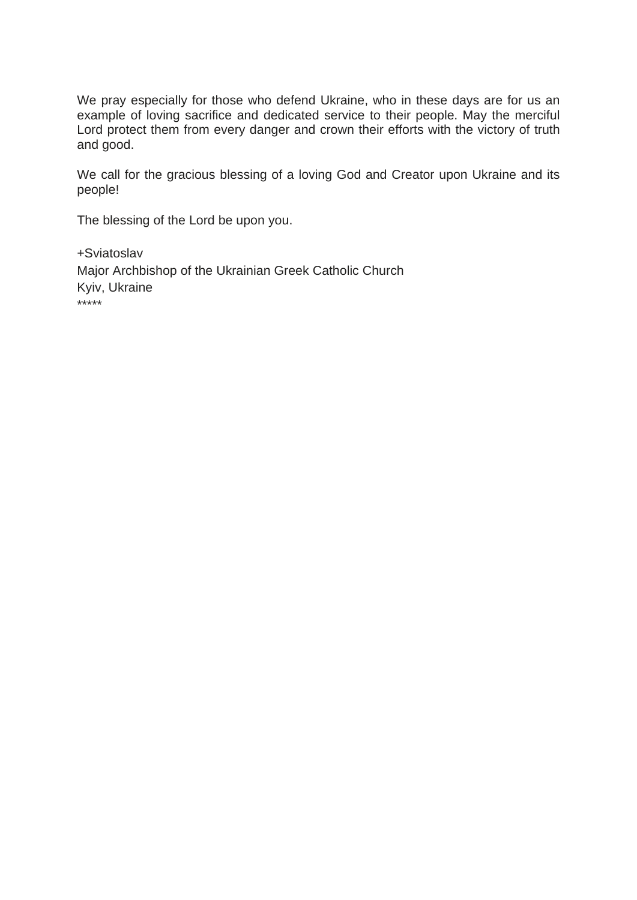We pray especially for those who defend Ukraine, who in these days are for us an example of loving sacrifice and dedicated service to their people. May the merciful Lord protect them from every danger and crown their efforts with the victory of truth and good.

We call for the gracious blessing of a loving God and Creator upon Ukraine and its people!

The blessing of the Lord be upon you.

+Sviatoslav  
Major Archbishop of the Ukrainian Greek Catholic Church  
Kyiv, Ukraine  
*****